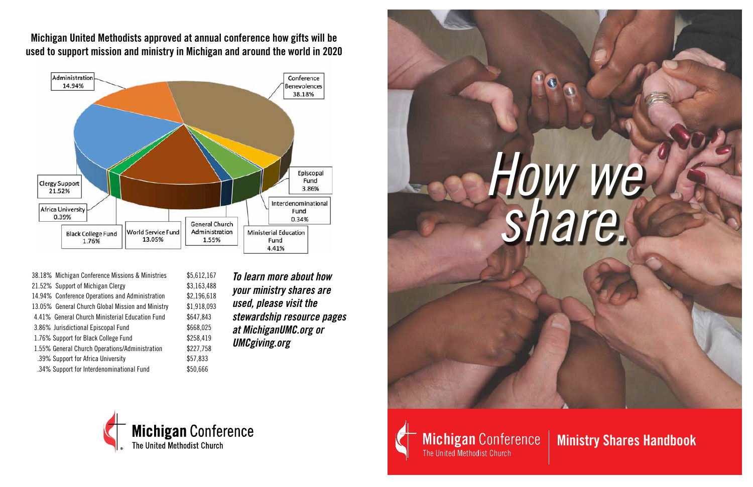## Michigan United Methodists approved at annual conference how gifts will be used to support mission and ministry in Michigan and around the world in 2020

Administration 14.94%

Conference Benevolences 38.18%

Clergy Support 21.52%

Episcopal Fund 3.86%

Interdenominational Fund 0.34%

Africa University 0.39%

Black College Fund 1.76%

World Service Fund 13.05%

General Church Administration 1.55%

Ministerial Education Fund 4.41%

| | |
|---|---|
| 38.18% Michigan Conference Missions & Ministries | $5,612,167 |
| 21.52% Support of Michigan Clergy | $3,163,488 |
| 14.94% Conference Operations and Administration | $2,196,618 |
| 13.05% General Church Global Mission and Ministry | $1,918,093 |
| 4.41% General Church Ministerial Education Fund | $647,843 |
| 3.86% Jurisdictional Episcopal Fund | $668,025 |
| 1.76% Support for Black College Fund | $258,419 |
| 1.55% General Church Operations/Administration | $227,758 |
| .39% Support for Africa University | $57,833 |
| .34% Support for Interdenominational Fund | $50,666 |

***To learn more about how your ministry shares are used, please visit the stewardship resource pages at MichiganUMC.org or UMCgiving.org***

**Michigan** Conference
The United Methodist Church

# How we share.

**Michigan** Conference
The United Methodist Church

**Ministry Shares Handbook**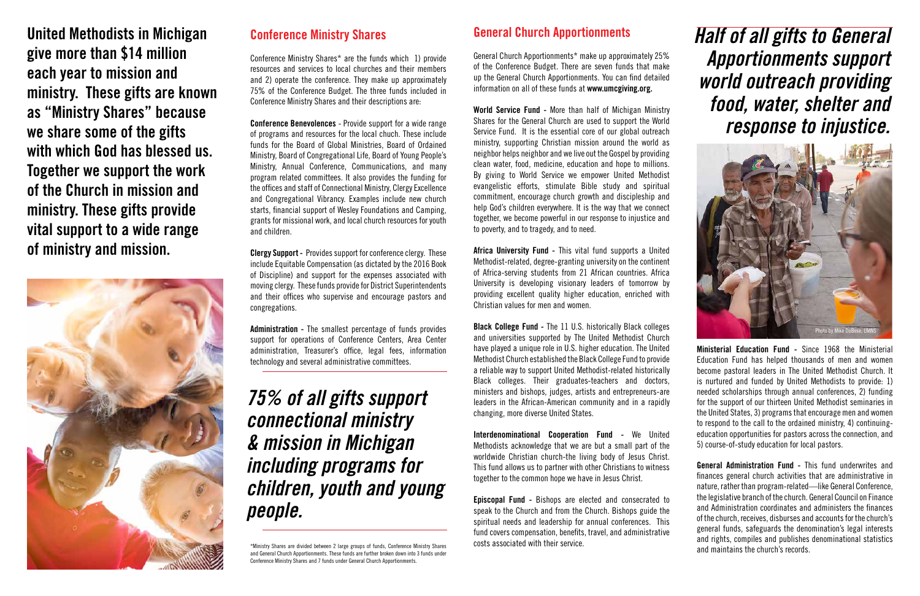**United Methodists in Michigan give more than $14 million each year to mission and ministry. These gifts are known as "Ministry Shares" because we share some of the gifts with which God has blessed us. Together we support the work of the Church in mission and ministry. These gifts provide vital support to a wide range of ministry and mission.**

## Conference Ministry Shares

Conference Ministry Shares* are the funds which 1) provide resources and services to local churches and their members and 2) operate the conference. They make up approximately 75% of the Conference Budget. The three funds included in Conference Ministry Shares and their descriptions are:

**Conference Benevolences** - Provide support for a wide range of programs and resources for the local chuch. These include funds for the Board of Global Ministries, Board of Ordained Ministry, Board of Congregational Life, Board of Young People's Ministry, Annual Conference, Communications, and many program related committees. It also provides the funding for the offices and staff of Connectional Ministry, Clergy Excellence and Congregational Vibrancy. Examples include new church starts, financial support of Wesley Foundations and Camping, grants for missional work, and local church resources for youth and children.

**Clergy Support** - Provides support for conference clergy. These include Equitable Compensation (as dictated by the 2016 Book of Discipline) and support for the expenses associated with moving clergy. These funds provide for District Superintendents and their offices who supervise and encourage pastors and congregations.

**Administration** - The smallest percentage of funds provides support for operations of Conference Centers, Area Center administration, Treasurer's office, legal fees, information technology and several administrative committees.

*75% of all gifts support connectional ministry & mission in Michigan including programs for children, youth and young people.*

*Ministry Shares are divided between 2 large groups of funds, Conference Ministry Shares and General Church Apportionments. These funds are further broken down into 3 funds under Conference Ministry Shares and 7 funds under General Church Apportionments.

## General Church Apportionments

General Church Apportionments* make up approximately 25% of the Conference Budget. There are seven funds that make up the General Church Apportionments. You can find detailed information on all of these funds at **www.umcgiving.org.**

**World Service Fund** - More than half of Michigan Ministry Shares for the General Church are used to support the World Service Fund. It is the essential core of our global outreach ministry, supporting Christian mission around the world as neighbor helps neighbor and we live out the Gospel by providing clean water, food, medicine, education and hope to millions. By giving to World Service we empower United Methodist evangelistic efforts, stimulate Bible study and spiritual commitment, encourage church growth and discipleship and help God's children everywhere. It is the way that we connect together, we become powerful in our response to injustice and to poverty, and to tragedy, and to need.

**Africa University Fund** - This vital fund supports a United Methodist-related, degree-granting university on the continent of Africa-serving students from 21 African countries. Africa University is developing visionary leaders of tomorrow by providing excellent quality higher education, enriched with Christian values for men and women.

**Black College Fund** - The 11 U.S. historically Black colleges and universities supported by The United Methodist Church have played a unique role in U.S. higher education. The United Methodist Church established the Black College Fund to provide a reliable way to support United Methodist-related historically Black colleges. Their graduates-teachers and doctors, ministers and bishops, judges, artists and entrepreneurs-are leaders in the African-American community and in a rapidly changing, more diverse United States.

**Interdenominational Cooperation Fund** - We United Methodists acknowledge that we are but a small part of the worldwide Christian church-the living body of Jesus Christ. This fund allows us to partner with other Christians to witness together to the common hope we have in Jesus Christ.

**Episcopal Fund** - Bishops are elected and consecrated to speak to the Church and from the Church. Bishops guide the spiritual needs and leadership for annual conferences. This fund covers compensation, benefits, travel, and administrative costs associated with their service.

*Half of all gifts to General Apportionments support world outreach providing food, water, shelter and response to injustice.*

Photo by Mike DuBose, UMNS

**Ministerial Education Fund** - Since 1968 the Ministerial Education Fund has helped thousands of men and women become pastoral leaders in The United Methodist Church. It is nurtured and funded by United Methodists to provide: 1) needed scholarships through annual conferences, 2) funding for the support of our thirteen United Methodist seminaries in the United States, 3) programs that encourage men and women to respond to the call to the ordained ministry, 4) continuing-education opportunities for pastors across the connection, and 5) course-of-study education for local pastors.

**General Administration Fund** - This fund underwrites and finances general church activities that are administrative in nature, rather than program-related—like General Conference, the legislative branch of the church. General Council on Finance and Administration coordinates and administers the finances of the church, receives, disburses and accounts for the church's general funds, safeguards the denomination's legal interests and rights, compiles and publishes denominational statistics and maintains the church's records.